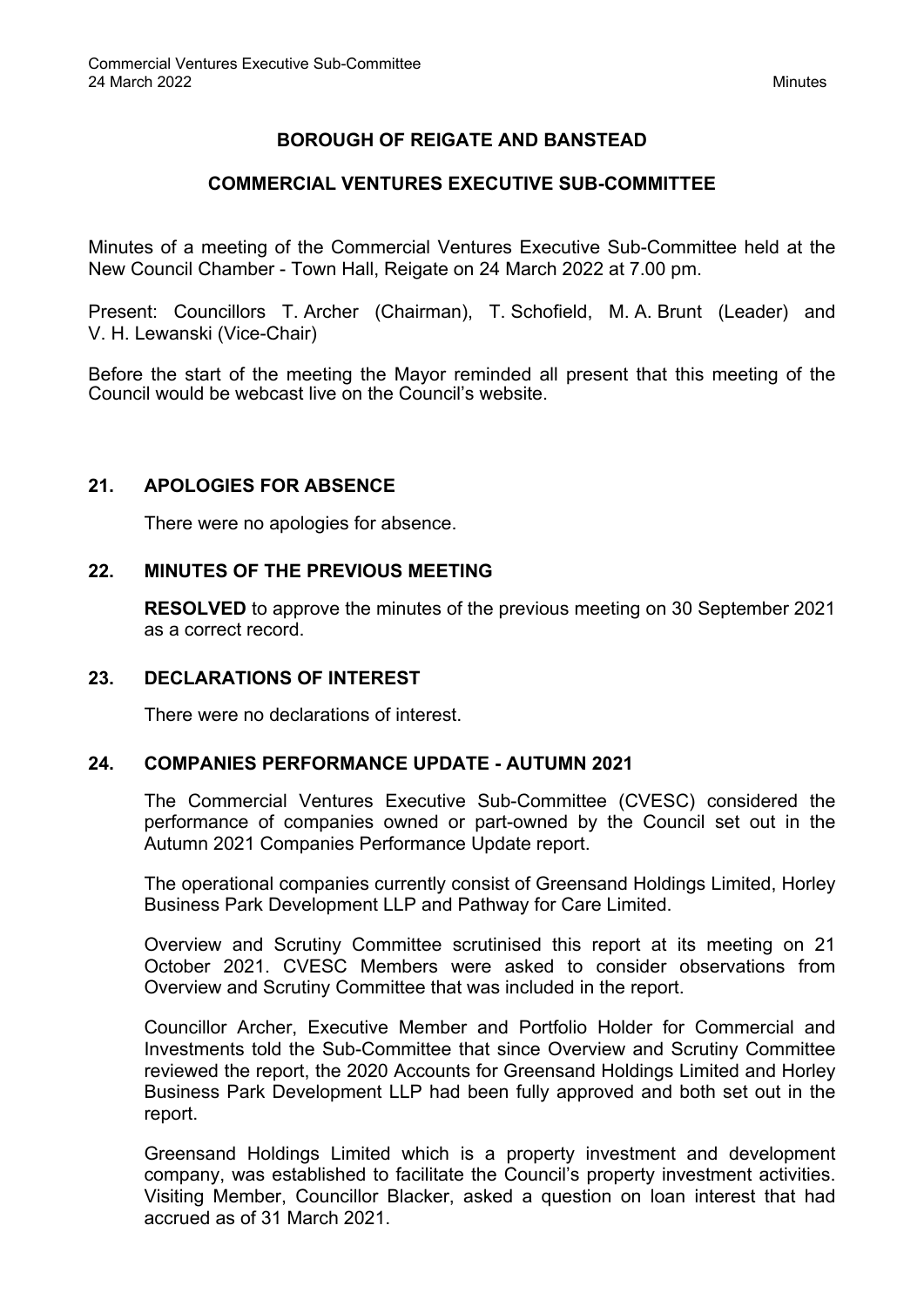# BOROUGH OF REIGATE AND BANSTEAD

## COMMERCIAL VENTURES EXECUTIVE SUB-COMMITTEE

Minutes of a meeting of the Commercial Ventures Executive Sub-Committee held at the New Council Chamber - Town Hall, Reigate on 24 March 2022 at 7.00 pm.

Present: Councillors T. Archer (Chairman), T. Schofield, M. A. Brunt (Leader) and V. H. Lewanski (Vice-Chair)

Before the start of the meeting the Mayor reminded all present that this meeting of the Council would be webcast live on the Council's website.

### 21. APOLOGIES FOR ABSENCE

There were no apologies for absence.

### 22. MINUTES OF THE PREVIOUS MEETING

**RESOLVED** to approve the minutes of the previous meeting on 30 September 2021 as a correct record.

### 23. DECLARATIONS OF INTEREST

There were no declarations of interest.

### 24. COMPANIES PERFORMANCE UPDATE - AUTUMN 2021

The Commercial Ventures Executive Sub-Committee (CVESC) considered the performance of companies owned or part-owned by the Council set out in the Autumn 2021 Companies Performance Update report.

The operational companies currently consist of Greensand Holdings Limited, Horley Business Park Development LLP and Pathway for Care Limited.

Overview and Scrutiny Committee scrutinised this report at its meeting on 21 October 2021. CVESC Members were asked to consider observations from Overview and Scrutiny Committee that was included in the report.

Councillor Archer, Executive Member and Portfolio Holder for Commercial and Investments told the Sub-Committee that since Overview and Scrutiny Committee reviewed the report, the 2020 Accounts for Greensand Holdings Limited and Horley Business Park Development LLP had been fully approved and both set out in the report.

Greensand Holdings Limited which is a property investment and development company, was established to facilitate the Council's property investment activities. Visiting Member, Councillor Blacker, asked a question on loan interest that had accrued as of 31 March 2021.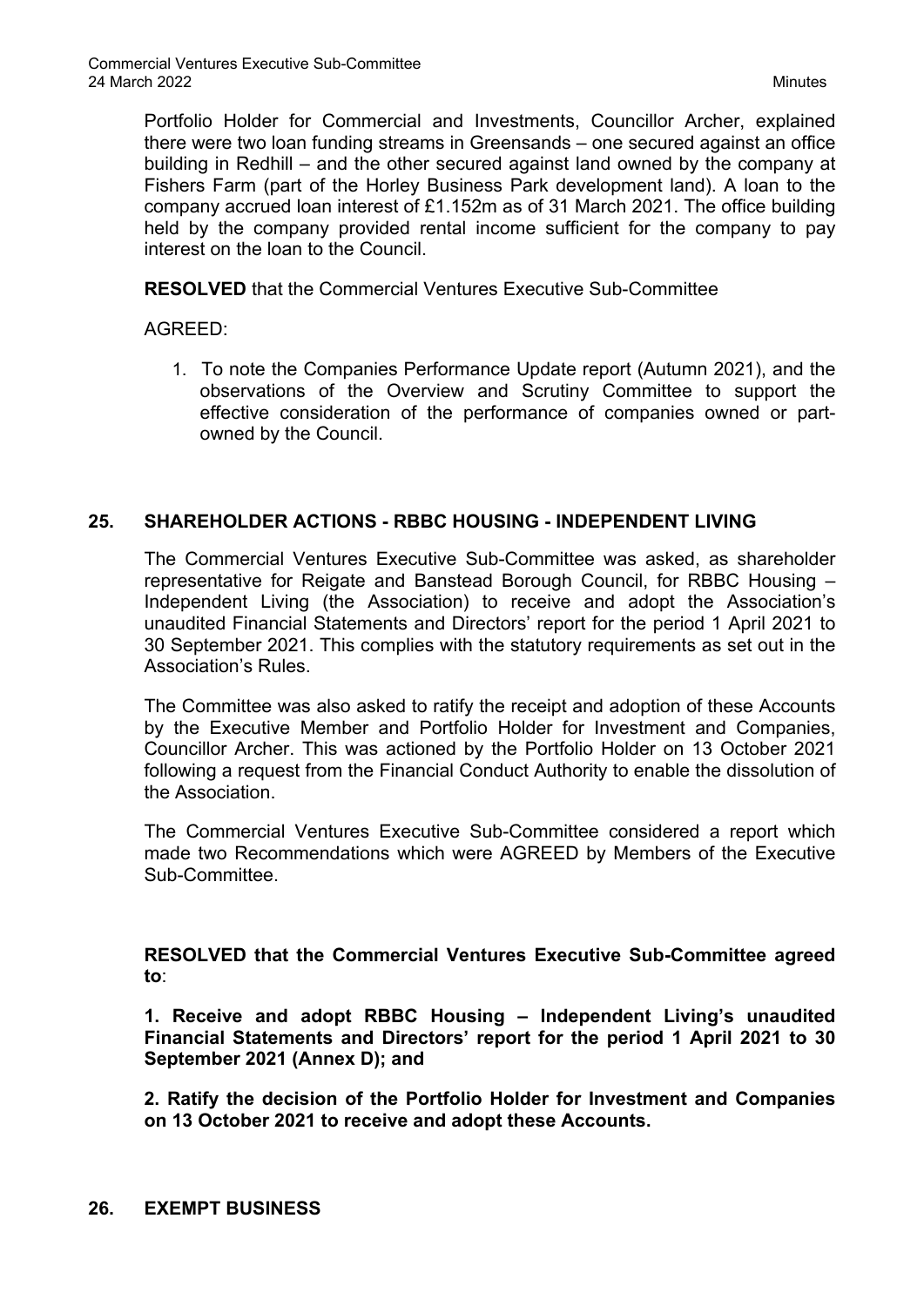Portfolio Holder for Commercial and Investments, Councillor Archer, explained there were two loan funding streams in Greensands – one secured against an office building in Redhill – and the other secured against land owned by the company at Fishers Farm (part of the Horley Business Park development land). A loan to the company accrued loan interest of £1.152m as of 31 March 2021. The office building held by the company provided rental income sufficient for the company to pay interest on the loan to the Council.

**RESOLVED** that the Commercial Ventures Executive Sub-Committee

AGREED:

1. To note the Companies Performance Update report (Autumn 2021), and the observations of the Overview and Scrutiny Committee to support the effective consideration of the performance of companies owned or part-owned by the Council.

## 25. SHAREHOLDER ACTIONS - RBBC HOUSING - INDEPENDENT LIVING

The Commercial Ventures Executive Sub-Committee was asked, as shareholder representative for Reigate and Banstead Borough Council, for RBBC Housing – Independent Living (the Association) to receive and adopt the Association's unaudited Financial Statements and Directors' report for the period 1 April 2021 to 30 September 2021. This complies with the statutory requirements as set out in the Association's Rules.

The Committee was also asked to ratify the receipt and adoption of these Accounts by the Executive Member and Portfolio Holder for Investment and Companies, Councillor Archer. This was actioned by the Portfolio Holder on 13 October 2021 following a request from the Financial Conduct Authority to enable the dissolution of the Association.

The Commercial Ventures Executive Sub-Committee considered a report which made two Recommendations which were AGREED by Members of the Executive Sub-Committee.

**RESOLVED that the Commercial Ventures Executive Sub-Committee agreed to**:

**1. Receive and adopt RBBC Housing – Independent Living's unaudited Financial Statements and Directors' report for the period 1 April 2021 to 30 September 2021 (Annex D); and**

**2. Ratify the decision of the Portfolio Holder for Investment and Companies on 13 October 2021 to receive and adopt these Accounts.**

## 26. EXEMPT BUSINESS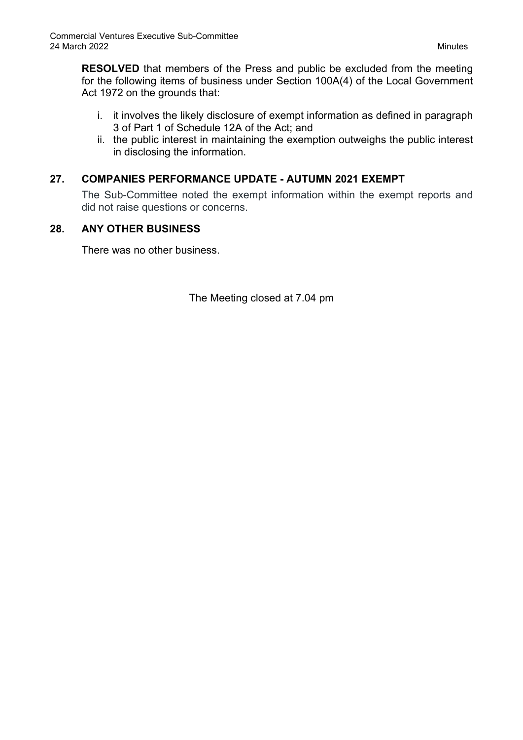**RESOLVED** that members of the Press and public be excluded from the meeting for the following items of business under Section 100A(4) of the Local Government Act 1972 on the grounds that:

i. it involves the likely disclosure of exempt information as defined in paragraph 3 of Part 1 of Schedule 12A of the Act; and
ii. the public interest in maintaining the exemption outweighs the public interest in disclosing the information.

## 27. COMPANIES PERFORMANCE UPDATE - AUTUMN 2021 EXEMPT

The Sub-Committee noted the exempt information within the exempt reports and did not raise questions or concerns.

## 28. ANY OTHER BUSINESS

There was no other business.

The Meeting closed at 7.04 pm